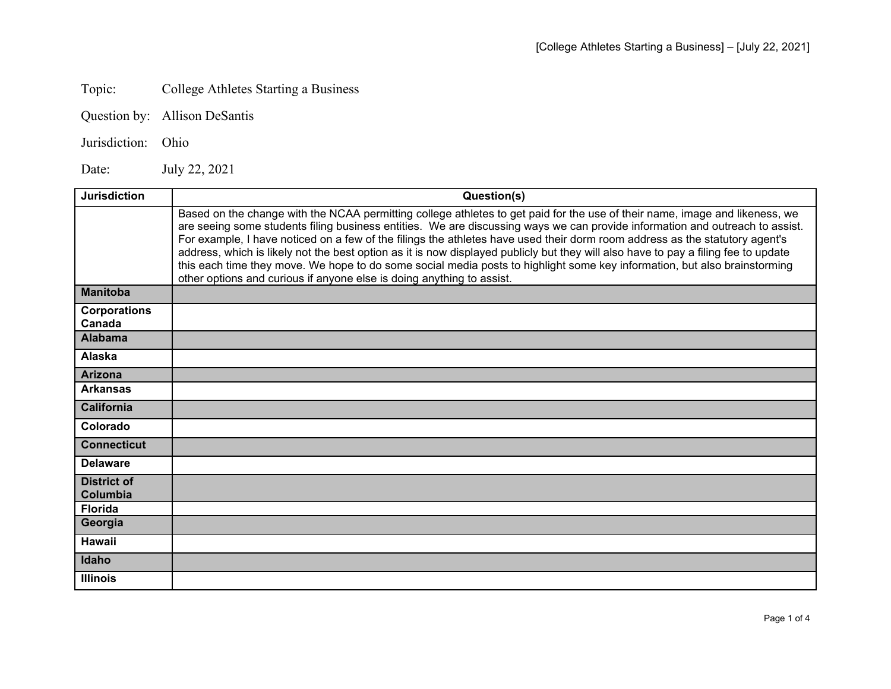Topic: College Athletes Starting a Business

Question by: Allison DeSantis

Jurisdiction: Ohio

Date: July 22, 2021

| Jurisdiction | Question(s) |
| --- | --- |
| | Based on the change with the NCAA permitting college athletes to get paid for the use of their name, image and likeness, we are seeing some students filing business entities. We are discussing ways we can provide information and outreach to assist. For example, I have noticed on a few of the filings the athletes have used their dorm room address as the statutory agent's address, which is likely not the best option as it is now displayed publicly but they will also have to pay a filing fee to update this each time they move. We hope to do some social media posts to highlight some key information, but also brainstorming other options and curious if anyone else is doing anything to assist. |
| **Manitoba** | |
| **Corporations Canada** | |
| **Alabama** | |
| **Alaska** | |
| **Arizona** | |
| **Arkansas** | |
| **California** | |
| **Colorado** | |
| **Connecticut** | |
| **Delaware** | |
| **District of Columbia** | |
| **Florida** | |
| **Georgia** | |
| **Hawaii** | |
| **Idaho** | |
| **Illinois** | |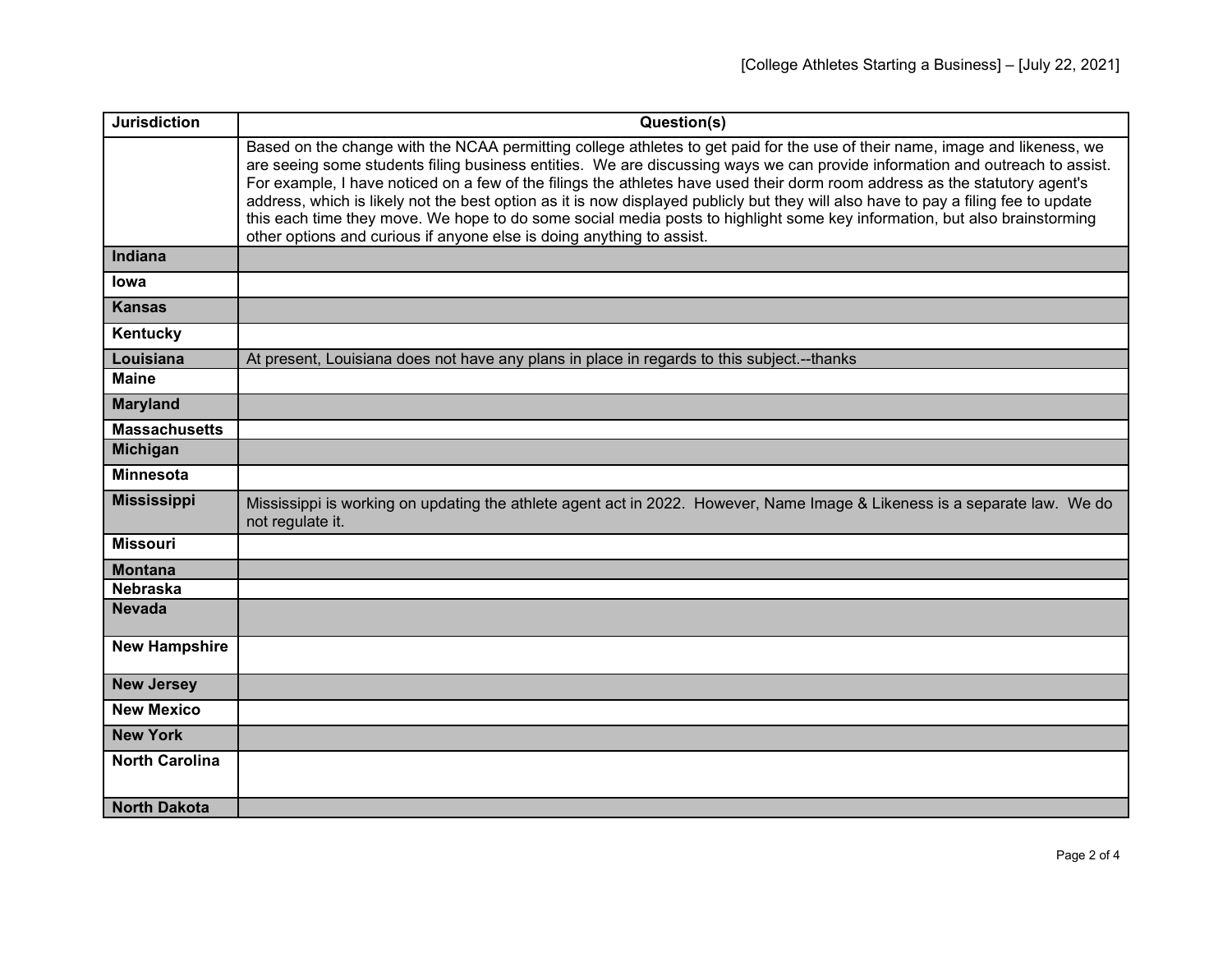| Jurisdiction | Question(s) |
|---|---|
| | Based on the change with the NCAA permitting college athletes to get paid for the use of their name, image and likeness, we are seeing some students filing business entities. We are discussing ways we can provide information and outreach to assist. For example, I have noticed on a few of the filings the athletes have used their dorm room address as the statutory agent's address, which is likely not the best option as it is now displayed publicly but they will also have to pay a filing fee to update this each time they move. We hope to do some social media posts to highlight some key information, but also brainstorming other options and curious if anyone else is doing anything to assist. |
| **Indiana** | |
| **Iowa** | |
| **Kansas** | |
| **Kentucky** | |
| **Louisiana** | At present, Louisiana does not have any plans in place in regards to this subject.--thanks |
| **Maine** | |
| **Maryland** | |
| **Massachusetts** | |
| **Michigan** | |
| **Minnesota** | |
| **Mississippi** | Mississippi is working on updating the athlete agent act in 2022. However, Name Image & Likeness is a separate law. We do not regulate it. |
| **Missouri** | |
| **Montana** | |
| **Nebraska** | |
| **Nevada** | |
| **New Hampshire** | |
| **New Jersey** | |
| **New Mexico** | |
| **New York** | |
| **North Carolina** | |
| **North Dakota** | |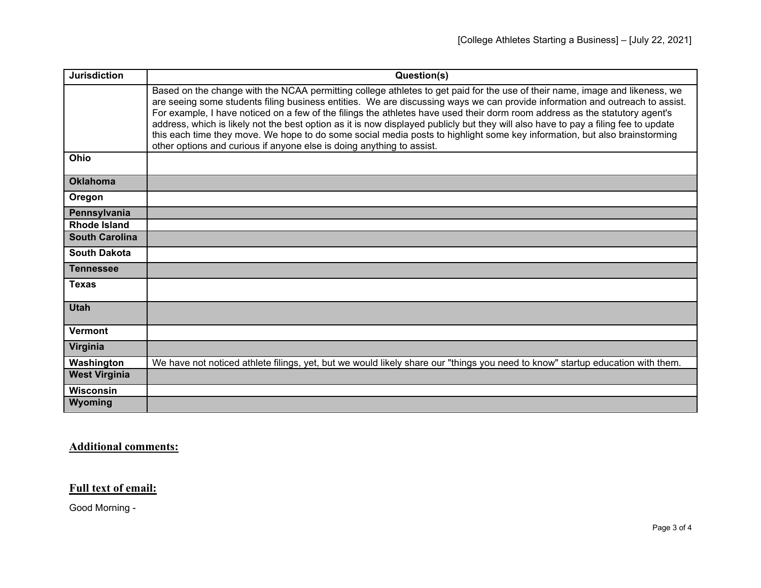| Jurisdiction | Question(s) |
| --- | --- |
| | Based on the change with the NCAA permitting college athletes to get paid for the use of their name, image and likeness, we are seeing some students filing business entities. We are discussing ways we can provide information and outreach to assist. For example, I have noticed on a few of the filings the athletes have used their dorm room address as the statutory agent's address, which is likely not the best option as it is now displayed publicly but they will also have to pay a filing fee to update this each time they move. We hope to do some social media posts to highlight some key information, but also brainstorming other options and curious if anyone else is doing anything to assist. |
| **Ohio** | |
| **Oklahoma** | |
| **Oregon** | |
| **Pennsylvania** | |
| **Rhode Island** | |
| **South Carolina** | |
| **South Dakota** | |
| **Tennessee** | |
| **Texas** | |
| **Utah** | |
| **Vermont** | |
| **Virginia** | |
| **Washington** | We have not noticed athlete filings, yet, but we would likely share our "things you need to know" startup education with them. |
| **West Virginia** | |
| **Wisconsin** | |
| **Wyoming** | |

## Additional comments:

## Full text of email:

Good Morning -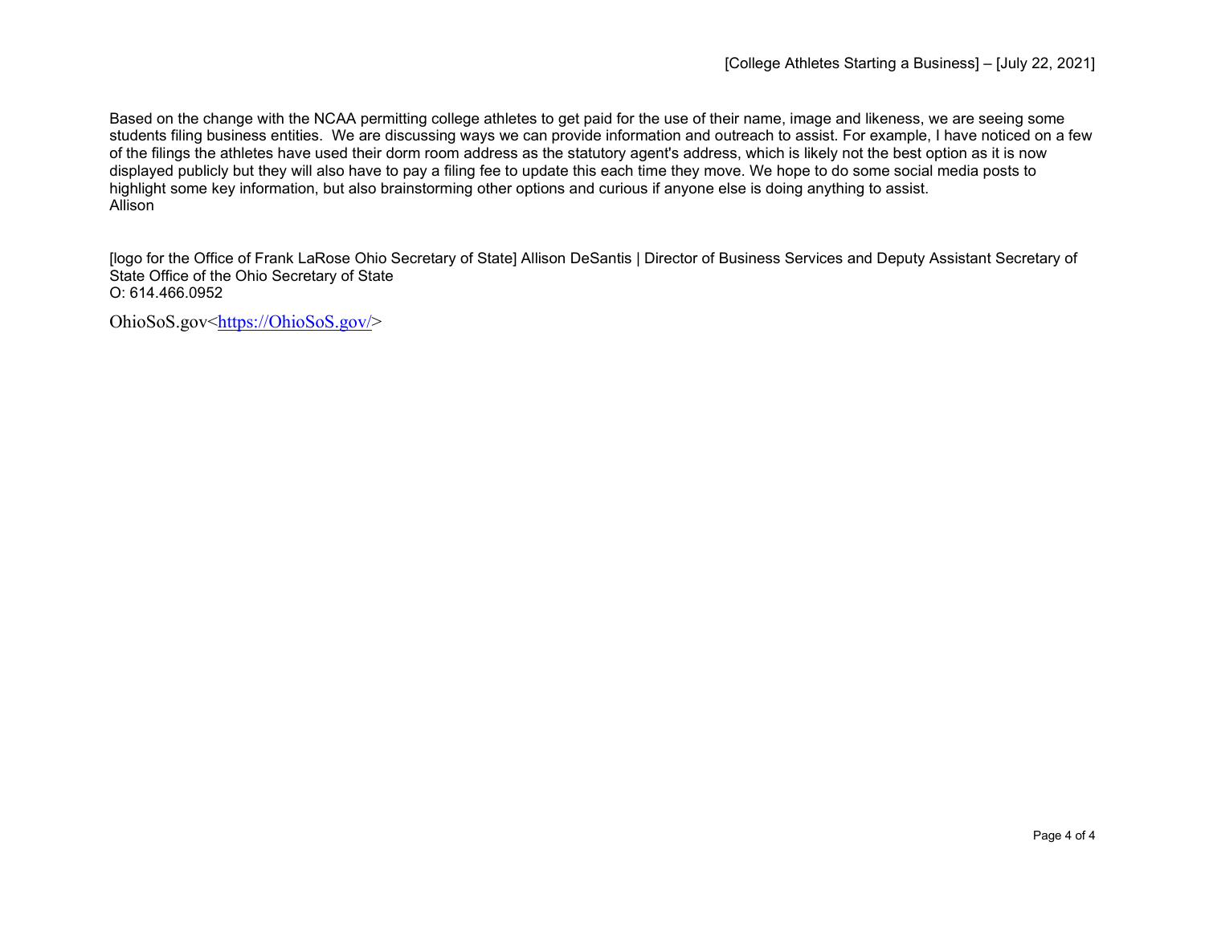Based on the change with the NCAA permitting college athletes to get paid for the use of their name, image and likeness, we are seeing some students filing business entities.  We are discussing ways we can provide information and outreach to assist. For example, I have noticed on a few of the filings the athletes have used their dorm room address as the statutory agent's address, which is likely not the best option as it is now displayed publicly but they will also have to pay a filing fee to update this each time they move. We hope to do some social media posts to highlight some key information, but also brainstorming other options and curious if anyone else is doing anything to assist.
Allison

[logo for the Office of Frank LaRose Ohio Secretary of State] Allison DeSantis | Director of Business Services and Deputy Assistant Secretary of State Office of the Ohio Secretary of State
O: 614.466.0952

OhioSoS.gov<https://OhioSoS.gov/>